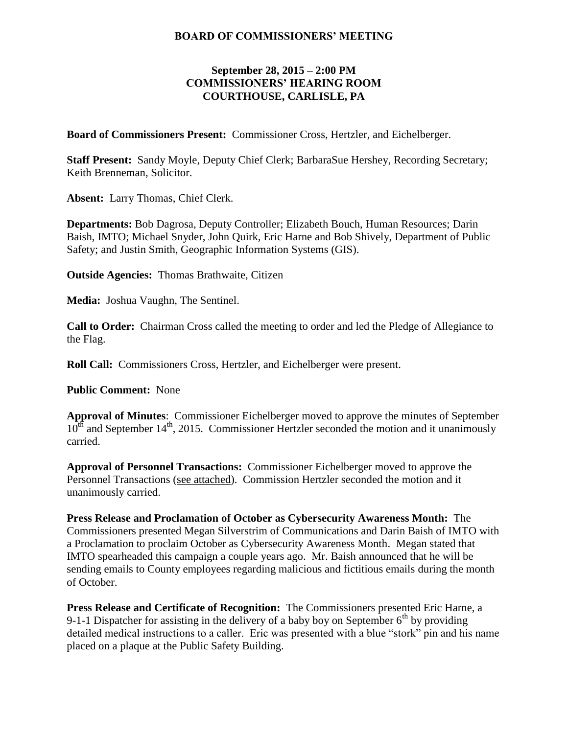# BOARD OF COMMISSIONERS' MEETING

## September 28, 2015 – 2:00 PM
## COMMISSIONERS' HEARING ROOM
## COURTHOUSE, CARLISLE, PA

**Board of Commissioners Present:** Commissioner Cross, Hertzler, and Eichelberger.

**Staff Present:** Sandy Moyle, Deputy Chief Clerk; BarbaraSue Hershey, Recording Secretary; Keith Brenneman, Solicitor.

**Absent:** Larry Thomas, Chief Clerk.

**Departments:** Bob Dagrosa, Deputy Controller; Elizabeth Bouch, Human Resources; Darin Baish, IMTO; Michael Snyder, John Quirk, Eric Harne and Bob Shively, Department of Public Safety; and Justin Smith, Geographic Information Systems (GIS).

**Outside Agencies:** Thomas Brathwaite, Citizen

**Media:** Joshua Vaughn, The Sentinel.

**Call to Order:** Chairman Cross called the meeting to order and led the Pledge of Allegiance to the Flag.

**Roll Call:** Commissioners Cross, Hertzler, and Eichelberger were present.

**Public Comment:** None

**Approval of Minutes**: Commissioner Eichelberger moved to approve the minutes of September 10th and September 14th, 2015. Commissioner Hertzler seconded the motion and it unanimously carried.

**Approval of Personnel Transactions:** Commissioner Eichelberger moved to approve the Personnel Transactions (see attached). Commission Hertzler seconded the motion and it unanimously carried.

**Press Release and Proclamation of October as Cybersecurity Awareness Month:** The Commissioners presented Megan Silverstrim of Communications and Darin Baish of IMTO with a Proclamation to proclaim October as Cybersecurity Awareness Month. Megan stated that IMTO spearheaded this campaign a couple years ago. Mr. Baish announced that he will be sending emails to County employees regarding malicious and fictitious emails during the month of October.

**Press Release and Certificate of Recognition:** The Commissioners presented Eric Harne, a 9-1-1 Dispatcher for assisting in the delivery of a baby boy on September 6th by providing detailed medical instructions to a caller. Eric was presented with a blue "stork" pin and his name placed on a plaque at the Public Safety Building.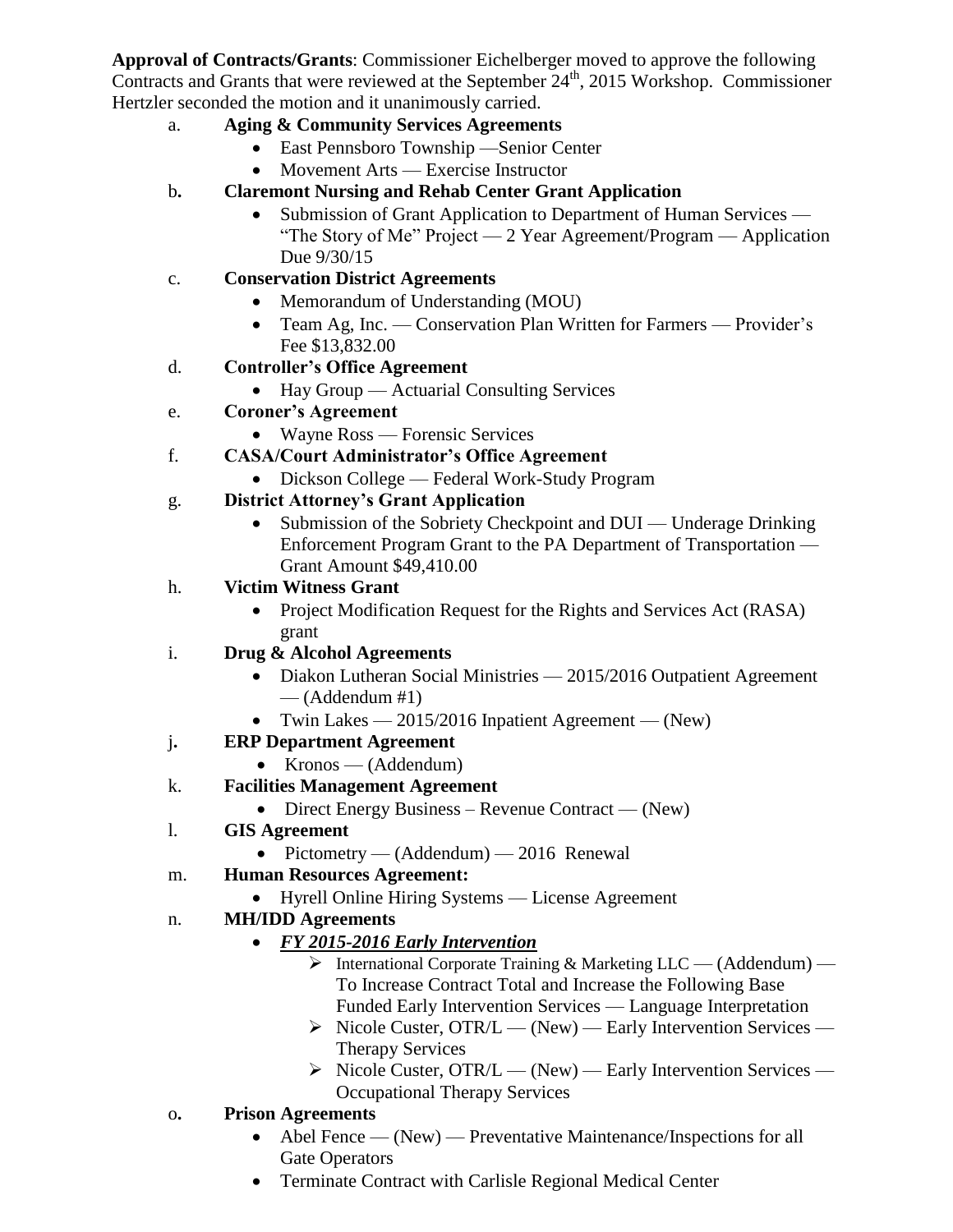**Approval of Contracts/Grants**: Commissioner Eichelberger moved to approve the following Contracts and Grants that were reviewed at the September 24th, 2015 Workshop. Commissioner Hertzler seconded the motion and it unanimously carried.

a. **Aging & Community Services Agreements**
   - East Pennsboro Township —Senior Center
   - Movement Arts — Exercise Instructor

b. **Claremont Nursing and Rehab Center Grant Application**
   - Submission of Grant Application to Department of Human Services — "The Story of Me" Project — 2 Year Agreement/Program — Application Due 9/30/15

c. **Conservation District Agreements**
   - Memorandum of Understanding (MOU)
   - Team Ag, Inc. — Conservation Plan Written for Farmers — Provider's Fee $13,832.00

d. **Controller's Office Agreement**
   - Hay Group — Actuarial Consulting Services

e. **Coroner's Agreement**
   - Wayne Ross — Forensic Services

f. **CASA/Court Administrator's Office Agreement**
   - Dickson College — Federal Work-Study Program

g. **District Attorney's Grant Application**
   - Submission of the Sobriety Checkpoint and DUI — Underage Drinking Enforcement Program Grant to the PA Department of Transportation — Grant Amount $49,410.00

h. **Victim Witness Grant**
   - Project Modification Request for the Rights and Services Act (RASA) grant

i. **Drug & Alcohol Agreements**
   - Diakon Lutheran Social Ministries — 2015/2016 Outpatient Agreement — (Addendum #1)
   - Twin Lakes — 2015/2016 Inpatient Agreement — (New)

j. **ERP Department Agreement**
   - Kronos — (Addendum)

k. **Facilities Management Agreement**
   - Direct Energy Business – Revenue Contract — (New)

l. **GIS Agreement**
   - Pictometry — (Addendum) — 2016 Renewal

m. **Human Resources Agreement:**
   - Hyrell Online Hiring Systems — License Agreement

n. **MH/IDD Agreements**
   - ***FY 2015-2016 Early Intervention***
     - International Corporate Training & Marketing LLC — (Addendum) — To Increase Contract Total and Increase the Following Base Funded Early Intervention Services — Language Interpretation
     - Nicole Custer, OTR/L — (New) — Early Intervention Services — Therapy Services
     - Nicole Custer, OTR/L — (New) — Early Intervention Services — Occupational Therapy Services

o. **Prison Agreements**
   - Abel Fence — (New) — Preventative Maintenance/Inspections for all Gate Operators
   - Terminate Contract with Carlisle Regional Medical Center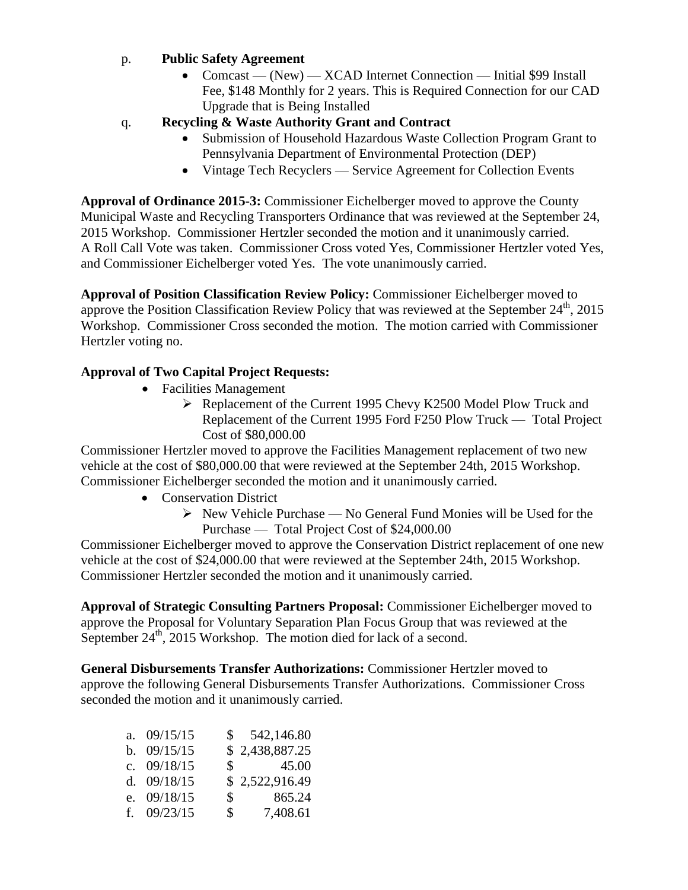p. **Public Safety Agreement**

- Comcast — (New) — XCAD Internet Connection — Initial $99 Install Fee, $148 Monthly for 2 years. This is Required Connection for our CAD Upgrade that is Being Installed

q. **Recycling & Waste Authority Grant and Contract**

- Submission of Household Hazardous Waste Collection Program Grant to Pennsylvania Department of Environmental Protection (DEP)
- Vintage Tech Recyclers — Service Agreement for Collection Events

**Approval of Ordinance 2015-3:** Commissioner Eichelberger moved to approve the County Municipal Waste and Recycling Transporters Ordinance that was reviewed at the September 24, 2015 Workshop. Commissioner Hertzler seconded the motion and it unanimously carried. A Roll Call Vote was taken. Commissioner Cross voted Yes, Commissioner Hertzler voted Yes, and Commissioner Eichelberger voted Yes. The vote unanimously carried.

**Approval of Position Classification Review Policy:** Commissioner Eichelberger moved to approve the Position Classification Review Policy that was reviewed at the September 24th, 2015 Workshop. Commissioner Cross seconded the motion. The motion carried with Commissioner Hertzler voting no.

**Approval of Two Capital Project Requests:**

- Facilities Management
  - Replacement of the Current 1995 Chevy K2500 Model Plow Truck and Replacement of the Current 1995 Ford F250 Plow Truck — Total Project Cost of $80,000.00

Commissioner Hertzler moved to approve the Facilities Management replacement of two new vehicle at the cost of $80,000.00 that were reviewed at the September 24th, 2015 Workshop. Commissioner Eichelberger seconded the motion and it unanimously carried.

- Conservation District
  - New Vehicle Purchase — No General Fund Monies will be Used for the Purchase — Total Project Cost of $24,000.00

Commissioner Eichelberger moved to approve the Conservation District replacement of one new vehicle at the cost of $24,000.00 that were reviewed at the September 24th, 2015 Workshop. Commissioner Hertzler seconded the motion and it unanimously carried.

**Approval of Strategic Consulting Partners Proposal:** Commissioner Eichelberger moved to approve the Proposal for Voluntary Separation Plan Focus Group that was reviewed at the September 24th, 2015 Workshop. The motion died for lack of a second.

**General Disbursements Transfer Authorizations:** Commissioner Hertzler moved to approve the following General Disbursements Transfer Authorizations. Commissioner Cross seconded the motion and it unanimously carried.

a. 09/15/15 $ 542,146.80
b. 09/15/15 $ 2,438,887.25
c. 09/18/15 $ 45.00
d. 09/18/15 $ 2,522,916.49
e. 09/18/15 $ 865.24
f. 09/23/15 $ 7,408.61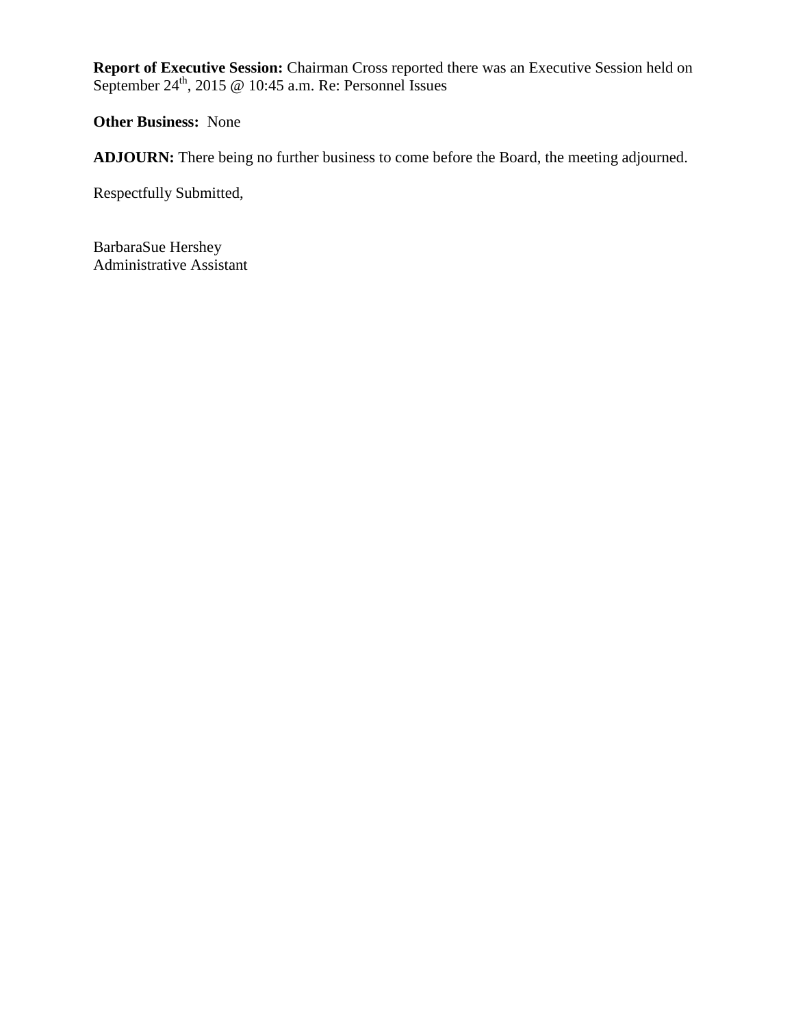**Report of Executive Session:** Chairman Cross reported there was an Executive Session held on September 24th, 2015 @ 10:45 a.m. Re: Personnel Issues

**Other Business:** None

**ADJOURN:** There being no further business to come before the Board, the meeting adjourned.

Respectfully Submitted,

BarbaraSue Hershey
Administrative Assistant